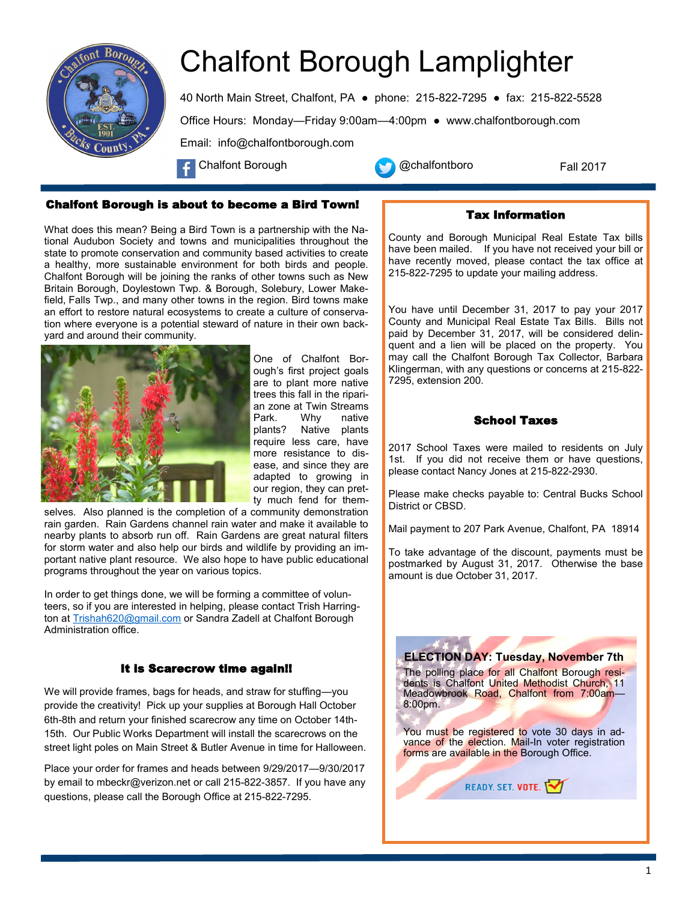# Chalfont Borough Lamplighter

40 North Main Street, Chalfont, PA ● phone: 215-822-7295 ● fax: 215-822-5528

Office Hours: Monday—Friday 9:00am—4:00pm ● www.chalfontborough.com

Email: info@chalfontborough.com

Chalfont Borough @chalfontboro Fall 2017

## Chalfont Borough is about to become a Bird Town!

What does this mean? Being a Bird Town is a partnership with the National Audubon Society and towns and municipalities throughout the state to promote conservation and community based activities to create a healthy, more sustainable environment for both birds and people. Chalfont Borough will be joining the ranks of other towns such as New Britain Borough, Doylestown Twp. & Borough, Solebury, Lower Makefield, Falls Twp., and many other towns in the region. Bird towns make an effort to restore natural ecosystems to create a culture of conservation where everyone is a potential steward of nature in their own backyard and around their community.

One of Chalfont Borough's first project goals are to plant more native trees this fall in the riparian zone at Twin Streams Park. Why native plants? Native plants require less care, have more resistance to disease, and since they are adapted to growing in our region, they can pretty much fend for themselves. Also planned is the completion of a community demonstration rain garden. Rain Gardens channel rain water and make it available to nearby plants to absorb run off. Rain Gardens are great natural filters for storm water and also help our birds and wildlife by providing an important native plant resource. We also hope to have public educational programs throughout the year on various topics.

In order to get things done, we will be forming a committee of volunteers, so if you are interested in helping, please contact Trish Harrington at Trishah620@gmail.com or Sandra Zadell at Chalfont Borough Administration office.

## It is Scarecrow time again!!

We will provide frames, bags for heads, and straw for stuffing—you provide the creativity! Pick up your supplies at Borough Hall October 6th-8th and return your finished scarecrow any time on October 14th-15th. Our Public Works Department will install the scarecrows on the street light poles on Main Street & Butler Avenue in time for Halloween.

Place your order for frames and heads between 9/29/2017—9/30/2017 by email to mbeckr@verizon.net or call 215-822-3857. If you have any questions, please call the Borough Office at 215-822-7295.

## Tax Information

County and Borough Municipal Real Estate Tax bills have been mailed. If you have not received your bill or have recently moved, please contact the tax office at 215-822-7295 to update your mailing address.

You have until December 31, 2017 to pay your 2017 County and Municipal Real Estate Tax Bills. Bills not paid by December 31, 2017, will be considered delinquent and a lien will be placed on the property. You may call the Chalfont Borough Tax Collector, Barbara Klingerman, with any questions or concerns at 215-822-7295, extension 200.

## School Taxes

2017 School Taxes were mailed to residents on July 1st. If you did not receive them or have questions, please contact Nancy Jones at 215-822-2930.

Please make checks payable to: Central Bucks School District or CBSD.

Mail payment to 207 Park Avenue, Chalfont, PA 18914

To take advantage of the discount, payments must be postmarked by August 31, 2017. Otherwise the base amount is due October 31, 2017.

**ELECTION DAY: Tuesday, November 7th**

The polling place for all Chalfont Borough residents is Chalfont United Methodist Church, 11 Meadowbrook Road, Chalfont from 7:00am—8:00pm.

You must be registered to vote 30 days in advance of the election. Mail-In voter registration forms are available in the Borough Office.

READY. SET. VOTE.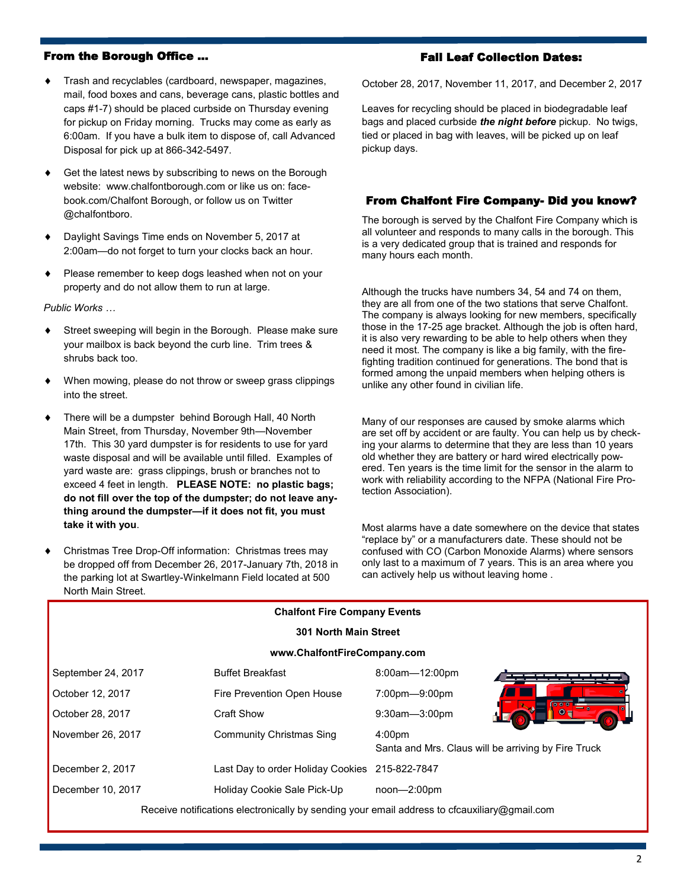## From the Borough Office ...

- Trash and recyclables (cardboard, newspaper, magazines, mail, food boxes and cans, beverage cans, plastic bottles and caps #1-7) should be placed curbside on Thursday evening for pickup on Friday morning. Trucks may come as early as 6:00am. If you have a bulk item to dispose of, call Advanced Disposal for pick up at 866-342-5497.
- Get the latest news by subscribing to news on the Borough website: www.chalfontborough.com or like us on: facebook.com/Chalfont Borough, or follow us on Twitter @chalfontboro.
- Daylight Savings Time ends on November 5, 2017 at 2:00am—do not forget to turn your clocks back an hour.
- Please remember to keep dogs leashed when not on your property and do not allow them to run at large.

*Public Works …*

- Street sweeping will begin in the Borough. Please make sure your mailbox is back beyond the curb line. Trim trees & shrubs back too.
- When mowing, please do not throw or sweep grass clippings into the street.
- There will be a dumpster behind Borough Hall, 40 North Main Street, from Thursday, November 9th—November 17th. This 30 yard dumpster is for residents to use for yard waste disposal and will be available until filled. Examples of yard waste are: grass clippings, brush or branches not to exceed 4 feet in length. **PLEASE NOTE: no plastic bags; do not fill over the top of the dumpster; do not leave anything around the dumpster—if it does not fit, you must take it with you**.
- Christmas Tree Drop-Off information: Christmas trees may be dropped off from December 26, 2017-January 7th, 2018 in the parking lot at Swartley-Winkelmann Field located at 500 North Main Street.

## Fall Leaf Collection Dates:

October 28, 2017, November 11, 2017, and December 2, 2017

Leaves for recycling should be placed in biodegradable leaf bags and placed curbside ***the night before*** pickup. No twigs, tied or placed in bag with leaves, will be picked up on leaf pickup days.

## From Chalfont Fire Company- Did you know?

The borough is served by the Chalfont Fire Company which is all volunteer and responds to many calls in the borough. This is a very dedicated group that is trained and responds for many hours each month.

Although the trucks have numbers 34, 54 and 74 on them, they are all from one of the two stations that serve Chalfont. The company is always looking for new members, specifically those in the 17-25 age bracket. Although the job is often hard, it is also very rewarding to be able to help others when they need it most. The company is like a big family, with the fire-fighting tradition continued for generations. The bond that is formed among the unpaid members when helping others is unlike any other found in civilian life.

Many of our responses are caused by smoke alarms which are set off by accident or are faulty. You can help us by checking your alarms to determine that they are less than 10 years old whether they are battery or hard wired electrically powered. Ten years is the time limit for the sensor in the alarm to work with reliability according to the NFPA (National Fire Protection Association).

Most alarms have a date somewhere on the device that states "replace by" or a manufacturers date. These should not be confused with CO (Carbon Monoxide Alarms) where sensors only last to a maximum of 7 years. This is an area where you can actively help us without leaving home .

**Chalfont Fire Company Events**

**301 North Main Street**

**www.ChalfontFireCompany.com**

| Date | Event | Time / Info |
|---|---|---|
| September 24, 2017 | Buffet Breakfast | 8:00am—12:00pm |
| October 12, 2017 | Fire Prevention Open House | 7:00pm—9:00pm |
| October 28, 2017 | Craft Show | 9:30am—3:00pm |
| November 26, 2017 | Community Christmas Sing | 4:00pm<br>Santa and Mrs. Claus will be arriving by Fire Truck |
| December 2, 2017 | Last Day to order Holiday Cookies | 215-822-7847 |
| December 10, 2017 | Holiday Cookie Sale Pick-Up | noon—2:00pm |

Receive notifications electronically by sending your email address to cfcauxiliary@gmail.com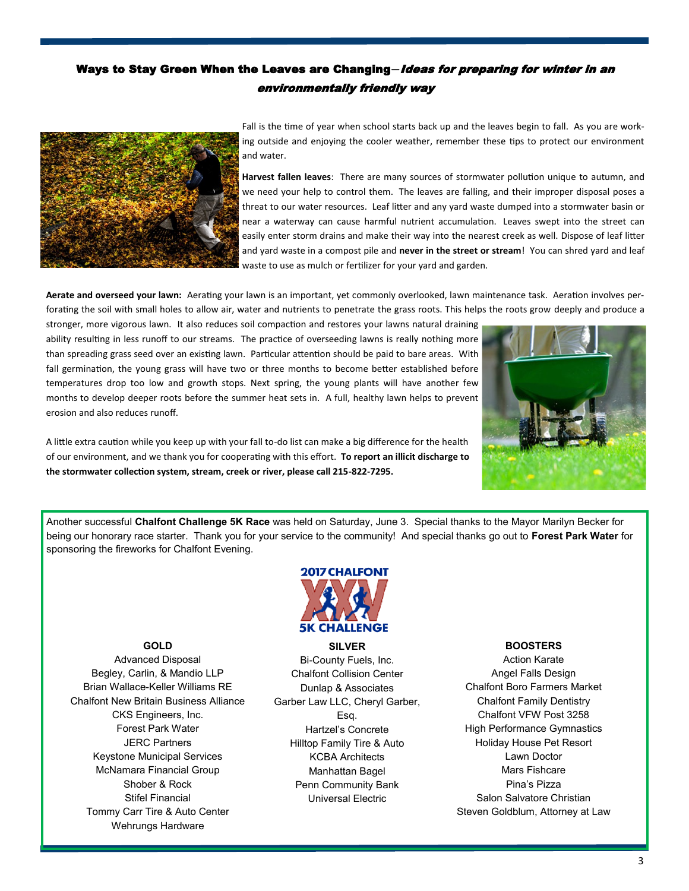## Ways to Stay Green When the Leaves are Changing—*Ideas for preparing for winter in an environmentally friendly way*

Fall is the time of year when school starts back up and the leaves begin to fall. As you are working outside and enjoying the cooler weather, remember these tips to protect our environment and water.

**Harvest fallen leaves**: There are many sources of stormwater pollution unique to autumn, and we need your help to control them. The leaves are falling, and their improper disposal poses a threat to our water resources. Leaf litter and any yard waste dumped into a stormwater basin or near a waterway can cause harmful nutrient accumulation. Leaves swept into the street can easily enter storm drains and make their way into the nearest creek as well. Dispose of leaf litter and yard waste in a compost pile and **never in the street or stream**! You can shred yard and leaf waste to use as mulch or fertilizer for your yard and garden.

**Aerate and overseed your lawn:** Aerating your lawn is an important, yet commonly overlooked, lawn maintenance task. Aeration involves perforating the soil with small holes to allow air, water and nutrients to penetrate the grass roots. This helps the roots grow deeply and produce a stronger, more vigorous lawn. It also reduces soil compaction and restores your lawns natural draining ability resulting in less runoff to our streams. The practice of overseeding lawns is really nothing more than spreading grass seed over an existing lawn. Particular attention should be paid to bare areas. With fall germination, the young grass will have two or three months to become better established before temperatures drop too low and growth stops. Next spring, the young plants will have another few months to develop deeper roots before the summer heat sets in. A full, healthy lawn helps to prevent erosion and also reduces runoff.

A little extra caution while you keep up with your fall to-do list can make a big difference for the health of our environment, and we thank you for cooperating with this effort. **To report an illicit discharge to the stormwater collection system, stream, creek or river, please call 215-822-7295.**

Another successful **Chalfont Challenge 5K Race** was held on Saturday, June 3. Special thanks to the Mayor Marilyn Becker for being our honorary race starter. Thank you for your service to the community! And special thanks go out to **Forest Park Water** for sponsoring the fireworks for Chalfont Evening.

2017 CHALFONT XXV 5K CHALLENGE

**GOLD**

Advanced Disposal
Begley, Carlin, & Mandio LLP
Brian Wallace-Keller Williams RE
Chalfont New Britain Business Alliance
CKS Engineers, Inc.
Forest Park Water
JERC Partners
Keystone Municipal Services
McNamara Financial Group
Shober & Rock
Stifel Financial
Tommy Carr Tire & Auto Center
Wehrungs Hardware

**SILVER**

Bi-County Fuels, Inc.
Chalfont Collision Center
Dunlap & Associates
Garber Law LLC, Cheryl Garber, Esq.
Hartzel's Concrete
Hilltop Family Tire & Auto
KCBA Architects
Manhattan Bagel
Penn Community Bank
Universal Electric

**BOOSTERS**

Action Karate
Angel Falls Design
Chalfont Boro Farmers Market
Chalfont Family Dentistry
Chalfont VFW Post 3258
High Performance Gymnastics
Holiday House Pet Resort
Lawn Doctor
Mars Fishcare
Pina's Pizza
Salon Salvatore Christian
Steven Goldblum, Attorney at Law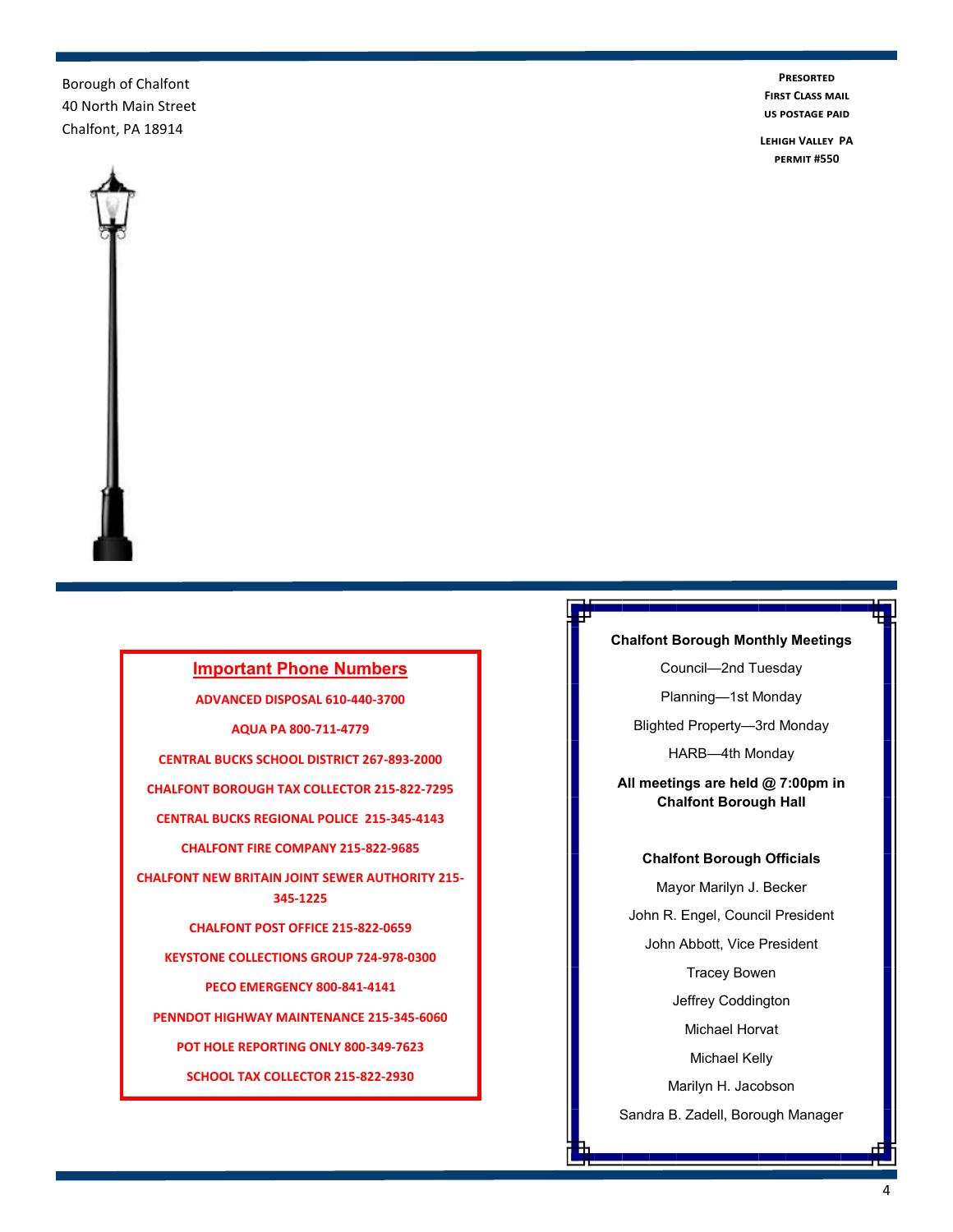Borough of Chalfont
40 North Main Street
Chalfont, PA 18914

PRESORTED
FIRST CLASS MAIL
US POSTAGE PAID

LEHIGH VALLEY PA
PERMIT #550

## Important Phone Numbers

ADVANCED DISPOSAL 610-440-3700

AQUA PA 800-711-4779

CENTRAL BUCKS SCHOOL DISTRICT 267-893-2000

CHALFONT BOROUGH TAX COLLECTOR 215-822-7295

CENTRAL BUCKS REGIONAL POLICE 215-345-4143

CHALFONT FIRE COMPANY 215-822-9685

CHALFONT NEW BRITAIN JOINT SEWER AUTHORITY 215-345-1225

CHALFONT POST OFFICE 215-822-0659

KEYSTONE COLLECTIONS GROUP 724-978-0300

PECO EMERGENCY 800-841-4141

PENNDOT HIGHWAY MAINTENANCE 215-345-6060

POT HOLE REPORTING ONLY 800-349-7623

SCHOOL TAX COLLECTOR 215-822-2930

**Chalfont Borough Monthly Meetings**

Council—2nd Tuesday

Planning—1st Monday

Blighted Property—3rd Monday

HARB—4th Monday

**All meetings are held @ 7:00pm in Chalfont Borough Hall**

**Chalfont Borough Officials**

Mayor Marilyn J. Becker

John R. Engel, Council President

John Abbott, Vice President

Tracey Bowen

Jeffrey Coddington

Michael Horvat

Michael Kelly

Marilyn H. Jacobson

Sandra B. Zadell, Borough Manager